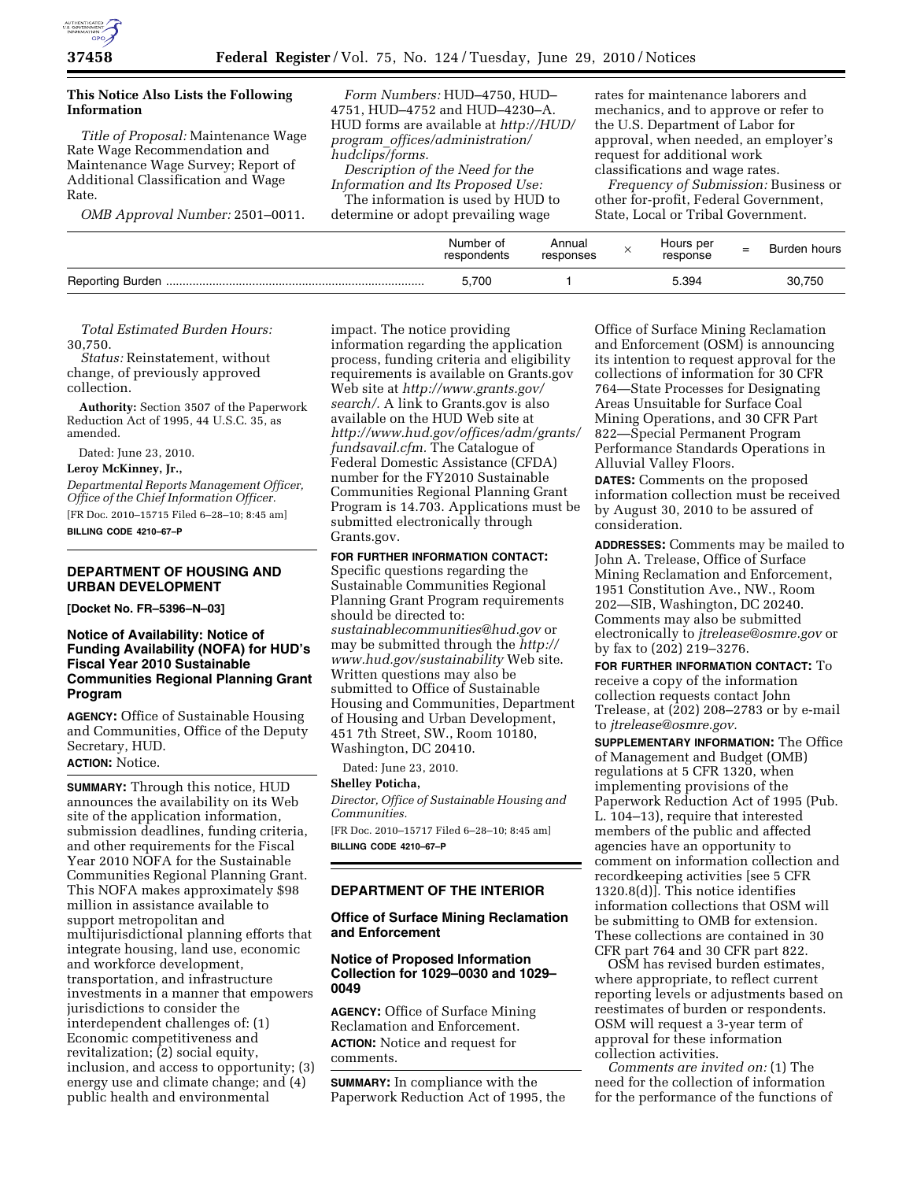**This Notice Also Lists the Following Information**

*Title of Proposal:* Maintenance Wage Rate Wage Recommendation and Maintenance Wage Survey; Report of Additional Classification and Wage Rate.

*OMB Approval Number:* 2501–0011.

*Form Numbers:* HUD–4750, HUD–4751, HUD–4752 and HUD–4230–A. HUD forms are available at *http://HUD/program_offices/administration/hudclips/forms.*

*Description of the Need for the Information and Its Proposed Use:* The information is used by HUD to determine or adopt prevailing wage rates for maintenance laborers and mechanics, and to approve or refer to the U.S. Department of Labor for approval, when needed, an employer's request for additional work classifications and wage rates.

*Frequency of Submission:* Business or other for-profit, Federal Government, State, Local or Tribal Government.

| | Number of respondents | Annual responses | × | Hours per response | = | Burden hours |
|---|---|---|---|---|---|---|
| Reporting Burden | 5,700 | 1 | | 5.394 | | 30,750 |

*Total Estimated Burden Hours:* 30,750.

*Status:* Reinstatement, without change, of previously approved collection.

**Authority:** Section 3507 of the Paperwork Reduction Act of 1995, 44 U.S.C. 35, as amended.

Dated: June 23, 2010.

**Leroy McKinney, Jr.,**

*Departmental Reports Management Officer, Office of the Chief Information Officer.*

[FR Doc. 2010–15715 Filed 6–28–10; 8:45 am]

**BILLING CODE 4210–67–P**

## DEPARTMENT OF HOUSING AND URBAN DEVELOPMENT

**[Docket No. FR–5396–N–03]**

### Notice of Availability: Notice of Funding Availability (NOFA) for HUD's Fiscal Year 2010 Sustainable Communities Regional Planning Grant Program

**AGENCY:** Office of Sustainable Housing and Communities, Office of the Deputy Secretary, HUD.

**ACTION:** Notice.

**SUMMARY:** Through this notice, HUD announces the availability on its Web site of the application information, submission deadlines, funding criteria, and other requirements for the Fiscal Year 2010 NOFA for the Sustainable Communities Regional Planning Grant. This NOFA makes approximately $98 million in assistance available to support metropolitan and multijurisdictional planning efforts that integrate housing, land use, economic and workforce development, transportation, and infrastructure investments in a manner that empowers jurisdictions to consider the interdependent challenges of: (1) Economic competitiveness and revitalization; (2) social equity, inclusion, and access to opportunity; (3) energy use and climate change; and (4) public health and environmental impact. The notice providing information regarding the application process, funding criteria and eligibility requirements is available on Grants.gov Web site at *http://www.grants.gov/search/.* A link to Grants.gov is also available on the HUD Web site at *http://www.hud.gov/offices/adm/grants/fundsavail.cfm.* The Catalogue of Federal Domestic Assistance (CFDA) number for the FY2010 Sustainable Communities Regional Planning Grant Program is 14.703. Applications must be submitted electronically through Grants.gov.

**FOR FURTHER INFORMATION CONTACT:** Specific questions regarding the Sustainable Communities Regional Planning Grant Program requirements should be directed to: *sustainablecommunities@hud.gov* or may be submitted through the *http://www.hud.gov/sustainability* Web site. Written questions may also be submitted to Office of Sustainable Housing and Communities, Department of Housing and Urban Development, 451 7th Street, SW., Room 10180, Washington, DC 20410.

Dated: June 23, 2010.

**Shelley Poticha,**

*Director, Office of Sustainable Housing and Communities.*

[FR Doc. 2010–15717 Filed 6–28–10; 8:45 am]

**BILLING CODE 4210–67–P**

## DEPARTMENT OF THE INTERIOR

### Office of Surface Mining Reclamation and Enforcement

### Notice of Proposed Information Collection for 1029–0030 and 1029–0049

**AGENCY:** Office of Surface Mining Reclamation and Enforcement.

**ACTION:** Notice and request for comments.

**SUMMARY:** In compliance with the Paperwork Reduction Act of 1995, the Office of Surface Mining Reclamation and Enforcement (OSM) is announcing its intention to request approval for the collections of information for 30 CFR 764—State Processes for Designating Areas Unsuitable for Surface Coal Mining Operations, and 30 CFR Part 822—Special Permanent Program Performance Standards Operations in Alluvial Valley Floors.

**DATES:** Comments on the proposed information collection must be received by August 30, 2010 to be assured of consideration.

**ADDRESSES:** Comments may be mailed to John A. Trelease, Office of Surface Mining Reclamation and Enforcement, 1951 Constitution Ave., NW., Room 202—SIB, Washington, DC 20240. Comments may also be submitted electronically to *jtrelease@osmre.gov* or by fax to (202) 219–3276.

**FOR FURTHER INFORMATION CONTACT:** To receive a copy of the information collection requests contact John Trelease, at (202) 208–2783 or by e-mail to *jtrelease@osmre.gov.*

**SUPPLEMENTARY INFORMATION:** The Office of Management and Budget (OMB) regulations at 5 CFR 1320, when implementing provisions of the Paperwork Reduction Act of 1995 (Pub. L. 104–13), require that interested members of the public and affected agencies have an opportunity to comment on information collection and recordkeeping activities [see 5 CFR 1320.8(d)]. This notice identifies information collections that OSM will be submitting to OMB for extension. These collections are contained in 30 CFR part 764 and 30 CFR part 822.

OSM has revised burden estimates, where appropriate, to reflect current reporting levels or adjustments based on reestimates of burden or respondents. OSM will request a 3-year term of approval for these information collection activities.

*Comments are invited on:* (1) The need for the collection of information for the performance of the functions of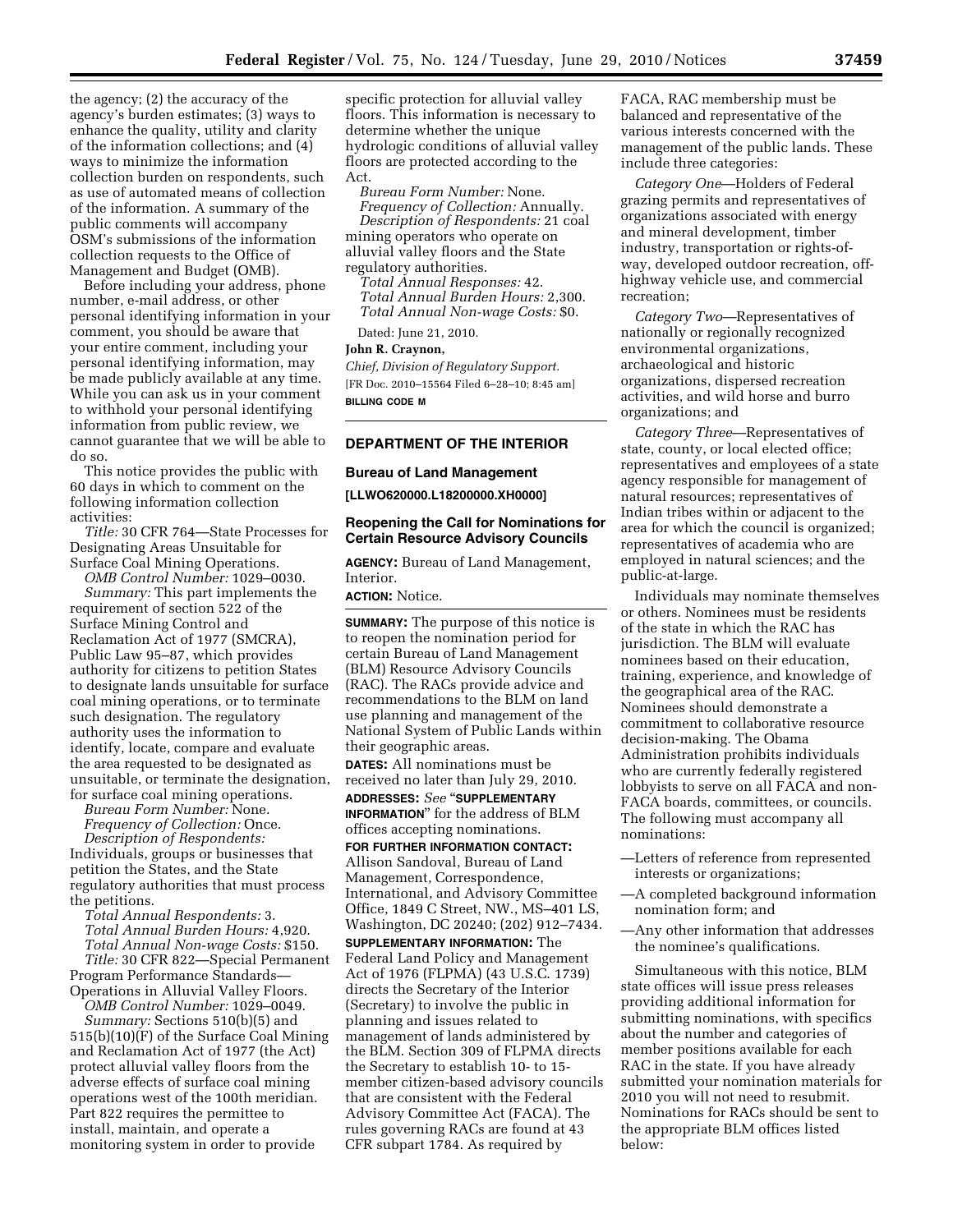the agency; (2) the accuracy of the agency's burden estimates; (3) ways to enhance the quality, utility and clarity of the information collections; and (4) ways to minimize the information collection burden on respondents, such as use of automated means of collection of the information. A summary of the public comments will accompany OSM's submissions of the information collection requests to the Office of Management and Budget (OMB).

Before including your address, phone number, e-mail address, or other personal identifying information in your comment, you should be aware that your entire comment, including your personal identifying information, may be made publicly available at any time. While you can ask us in your comment to withhold your personal identifying information from public review, we cannot guarantee that we will be able to do so.

This notice provides the public with 60 days in which to comment on the following information collection activities:

*Title:* 30 CFR 764—State Processes for Designating Areas Unsuitable for Surface Coal Mining Operations.

*OMB Control Number:* 1029–0030.

*Summary:* This part implements the requirement of section 522 of the Surface Mining Control and Reclamation Act of 1977 (SMCRA), Public Law 95–87, which provides authority for citizens to petition States to designate lands unsuitable for surface coal mining operations, or to terminate such designation. The regulatory authority uses the information to identify, locate, compare and evaluate the area requested to be designated as unsuitable, or terminate the designation, for surface coal mining operations.

*Bureau Form Number:* None.

*Frequency of Collection:* Once.

*Description of Respondents:* Individuals, groups or businesses that petition the States, and the State regulatory authorities that must process the petitions.

*Total Annual Respondents:* 3.

*Total Annual Burden Hours:* 4,920.

*Total Annual Non-wage Costs:* $150.

*Title:* 30 CFR 822—Special Permanent Program Performance Standards—Operations in Alluvial Valley Floors.

*OMB Control Number:* 1029–0049.

*Summary:* Sections 510(b)(5) and 515(b)(10)(F) of the Surface Coal Mining and Reclamation Act of 1977 (the Act) protect alluvial valley floors from the adverse effects of surface coal mining operations west of the 100th meridian. Part 822 requires the permittee to install, maintain, and operate a monitoring system in order to provide specific protection for alluvial valley floors. This information is necessary to determine whether the unique hydrologic conditions of alluvial valley floors are protected according to the Act.

*Bureau Form Number:* None.

*Frequency of Collection:* Annually.

*Description of Respondents:* 21 coal mining operators who operate on alluvial valley floors and the State regulatory authorities.

*Total Annual Responses:* 42.

*Total Annual Burden Hours:* 2,300.

*Total Annual Non-wage Costs:* $0.

Dated: June 21, 2010.

**John R. Craynon,**

*Chief, Division of Regulatory Support.*

[FR Doc. 2010–15564 Filed 6–28–10; 8:45 am]

**BILLING CODE M**

## DEPARTMENT OF THE INTERIOR

### Bureau of Land Management

**[LLWO620000.L18200000.XH0000]**

### Reopening the Call for Nominations for Certain Resource Advisory Councils

**AGENCY:** Bureau of Land Management, Interior.

**ACTION:** Notice.

**SUMMARY:** The purpose of this notice is to reopen the nomination period for certain Bureau of Land Management (BLM) Resource Advisory Councils (RAC). The RACs provide advice and recommendations to the BLM on land use planning and management of the National System of Public Lands within their geographic areas.

**DATES:** All nominations must be received no later than July 29, 2010.

**ADDRESSES:** *See* "**SUPPLEMENTARY INFORMATION**" for the address of BLM offices accepting nominations.

**FOR FURTHER INFORMATION CONTACT:** Allison Sandoval, Bureau of Land Management, Correspondence, International, and Advisory Committee Office, 1849 C Street, NW., MS–401 LS, Washington, DC 20240; (202) 912–7434.

**SUPPLEMENTARY INFORMATION:** The Federal Land Policy and Management Act of 1976 (FLPMA) (43 U.S.C. 1739) directs the Secretary of the Interior (Secretary) to involve the public in planning and issues related to management of lands administered by the BLM. Section 309 of FLPMA directs the Secretary to establish 10- to 15-member citizen-based advisory councils that are consistent with the Federal Advisory Committee Act (FACA). The rules governing RACs are found at 43 CFR subpart 1784. As required by FACA, RAC membership must be balanced and representative of the various interests concerned with the management of the public lands. These include three categories:

*Category One*—Holders of Federal grazing permits and representatives of organizations associated with energy and mineral development, timber industry, transportation or rights-of-way, developed outdoor recreation, off-highway vehicle use, and commercial recreation;

*Category Two*—Representatives of nationally or regionally recognized environmental organizations, archaeological and historic organizations, dispersed recreation activities, and wild horse and burro organizations; and

*Category Three*—Representatives of state, county, or local elected office; representatives and employees of a state agency responsible for management of natural resources; representatives of Indian tribes within or adjacent to the area for which the council is organized; representatives of academia who are employed in natural sciences; and the public-at-large.

Individuals may nominate themselves or others. Nominees must be residents of the state in which the RAC has jurisdiction. The BLM will evaluate nominees based on their education, training, experience, and knowledge of the geographical area of the RAC. Nominees should demonstrate a commitment to collaborative resource decision-making. The Obama Administration prohibits individuals who are currently federally registered lobbyists to serve on all FACA and non-FACA boards, committees, or councils. The following must accompany all nominations:

—Letters of reference from represented interests or organizations;

—A completed background information nomination form; and

—Any other information that addresses the nominee's qualifications.

Simultaneous with this notice, BLM state offices will issue press releases providing additional information for submitting nominations, with specifics about the number and categories of member positions available for each RAC in the state. If you have already submitted your nomination materials for 2010 you will not need to resubmit. Nominations for RACs should be sent to the appropriate BLM offices listed below: